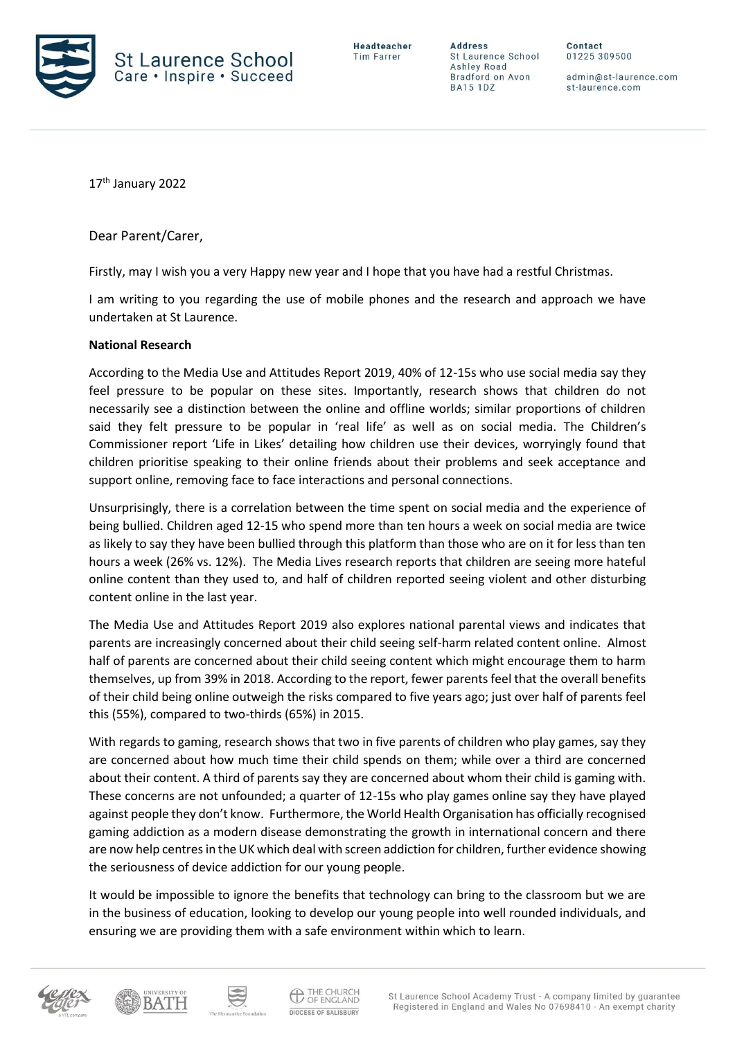St Laurence School
Care • Inspire • Succeed

**Headteacher**
Tim Farrer

**Address**
St Laurence School
Ashley Road
Bradford on Avon
BA15 1DZ

**Contact**
01225 309500

admin@st-laurence.com
st-laurence.com

17th January 2022

Dear Parent/Carer,

Firstly, may I wish you a very Happy new year and I hope that you have had a restful Christmas.

I am writing to you regarding the use of mobile phones and the research and approach we have undertaken at St Laurence.

**National Research**

According to the Media Use and Attitudes Report 2019, 40% of 12-15s who use social media say they feel pressure to be popular on these sites. Importantly, research shows that children do not necessarily see a distinction between the online and offline worlds; similar proportions of children said they felt pressure to be popular in 'real life' as well as on social media. The Children's Commissioner report 'Life in Likes' detailing how children use their devices, worryingly found that children prioritise speaking to their online friends about their problems and seek acceptance and support online, removing face to face interactions and personal connections.

Unsurprisingly, there is a correlation between the time spent on social media and the experience of being bullied. Children aged 12-15 who spend more than ten hours a week on social media are twice as likely to say they have been bullied through this platform than those who are on it for less than ten hours a week (26% vs. 12%). The Media Lives research reports that children are seeing more hateful online content than they used to, and half of children reported seeing violent and other disturbing content online in the last year.

The Media Use and Attitudes Report 2019 also explores national parental views and indicates that parents are increasingly concerned about their child seeing self-harm related content online. Almost half of parents are concerned about their child seeing content which might encourage them to harm themselves, up from 39% in 2018. According to the report, fewer parents feel that the overall benefits of their child being online outweigh the risks compared to five years ago; just over half of parents feel this (55%), compared to two-thirds (65%) in 2015.

With regards to gaming, research shows that two in five parents of children who play games, say they are concerned about how much time their child spends on them; while over a third are concerned about their content. A third of parents say they are concerned about whom their child is gaming with. These concerns are not unfounded; a quarter of 12-15s who play games online say they have played against people they don't know. Furthermore, the World Health Organisation has officially recognised gaming addiction as a modern disease demonstrating the growth in international concern and there are now help centres in the UK which deal with screen addiction for children, further evidence showing the seriousness of device addiction for our young people.

It would be impossible to ignore the benefits that technology can bring to the classroom but we are in the business of education, looking to develop our young people into well rounded individuals, and ensuring we are providing them with a safe environment within which to learn.

St Laurence School Academy Trust - A company limited by guarantee
Registered in England and Wales No 07698410 - An exempt charity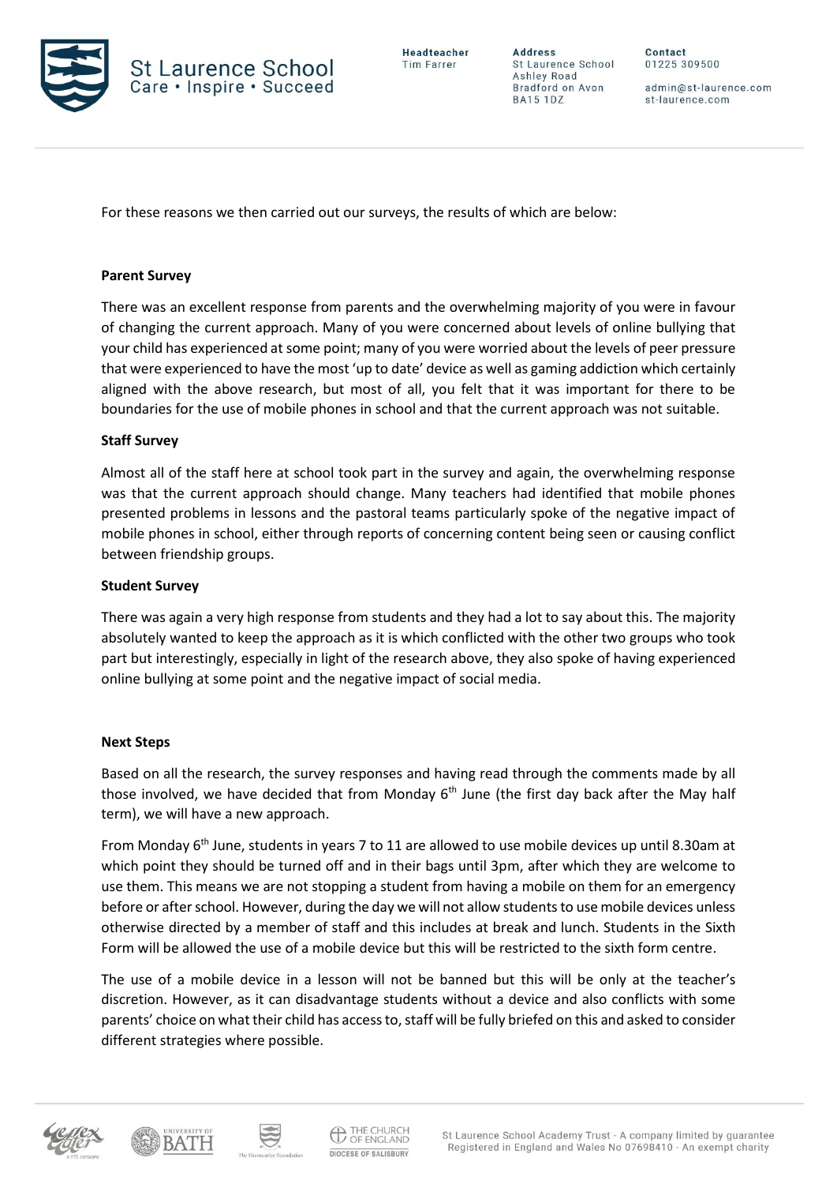For these reasons we then carried out our surveys, the results of which are below:

**Parent Survey**

There was an excellent response from parents and the overwhelming majority of you were in favour of changing the current approach. Many of you were concerned about levels of online bullying that your child has experienced at some point; many of you were worried about the levels of peer pressure that were experienced to have the most 'up to date' device as well as gaming addiction which certainly aligned with the above research, but most of all, you felt that it was important for there to be boundaries for the use of mobile phones in school and that the current approach was not suitable.

**Staff Survey**

Almost all of the staff here at school took part in the survey and again, the overwhelming response was that the current approach should change. Many teachers had identified that mobile phones presented problems in lessons and the pastoral teams particularly spoke of the negative impact of mobile phones in school, either through reports of concerning content being seen or causing conflict between friendship groups.

**Student Survey**

There was again a very high response from students and they had a lot to say about this. The majority absolutely wanted to keep the approach as it is which conflicted with the other two groups who took part but interestingly, especially in light of the research above, they also spoke of having experienced online bullying at some point and the negative impact of social media.

**Next Steps**

Based on all the research, the survey responses and having read through the comments made by all those involved, we have decided that from Monday 6th June (the first day back after the May half term), we will have a new approach.

From Monday 6th June, students in years 7 to 11 are allowed to use mobile devices up until 8.30am at which point they should be turned off and in their bags until 3pm, after which they are welcome to use them. This means we are not stopping a student from having a mobile on them for an emergency before or after school. However, during the day we will not allow students to use mobile devices unless otherwise directed by a member of staff and this includes at break and lunch. Students in the Sixth Form will be allowed the use of a mobile device but this will be restricted to the sixth form centre.

The use of a mobile device in a lesson will not be banned but this will be only at the teacher's discretion. However, as it can disadvantage students without a device and also conflicts with some parents' choice on what their child has access to, staff will be fully briefed on this and asked to consider different strategies where possible.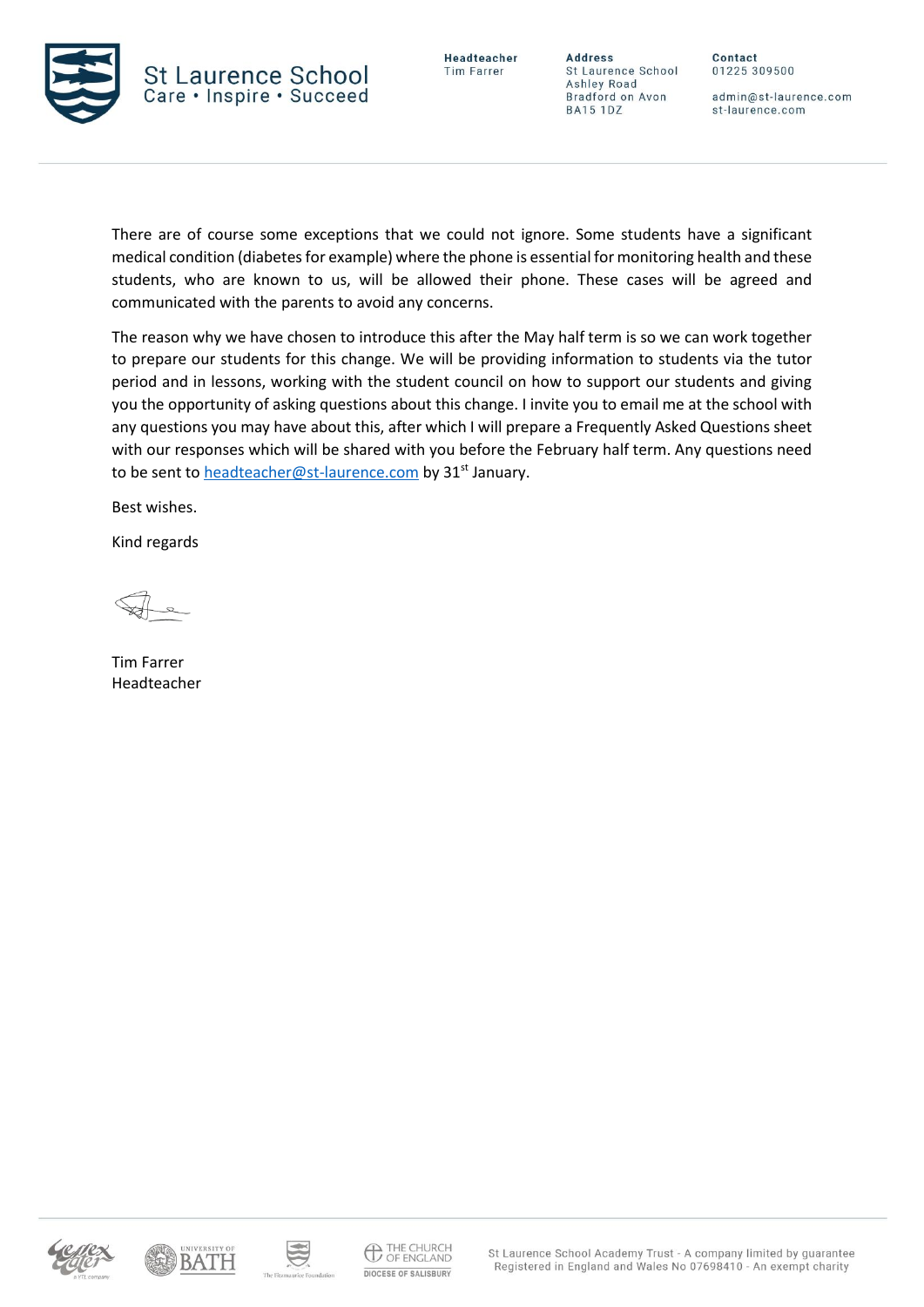There are of course some exceptions that we could not ignore. Some students have a significant medical condition (diabetes for example) where the phone is essential for monitoring health and these students, who are known to us, will be allowed their phone. These cases will be agreed and communicated with the parents to avoid any concerns.

The reason why we have chosen to introduce this after the May half term is so we can work together to prepare our students for this change. We will be providing information to students via the tutor period and in lessons, working with the student council on how to support our students and giving you the opportunity of asking questions about this change. I invite you to email me at the school with any questions you may have about this, after which I will prepare a Frequently Asked Questions sheet with our responses which will be shared with you before the February half term. Any questions need to be sent to headteacher@st-laurence.com by 31st January.

Best wishes.

Kind regards

Tim Farrer
Headteacher